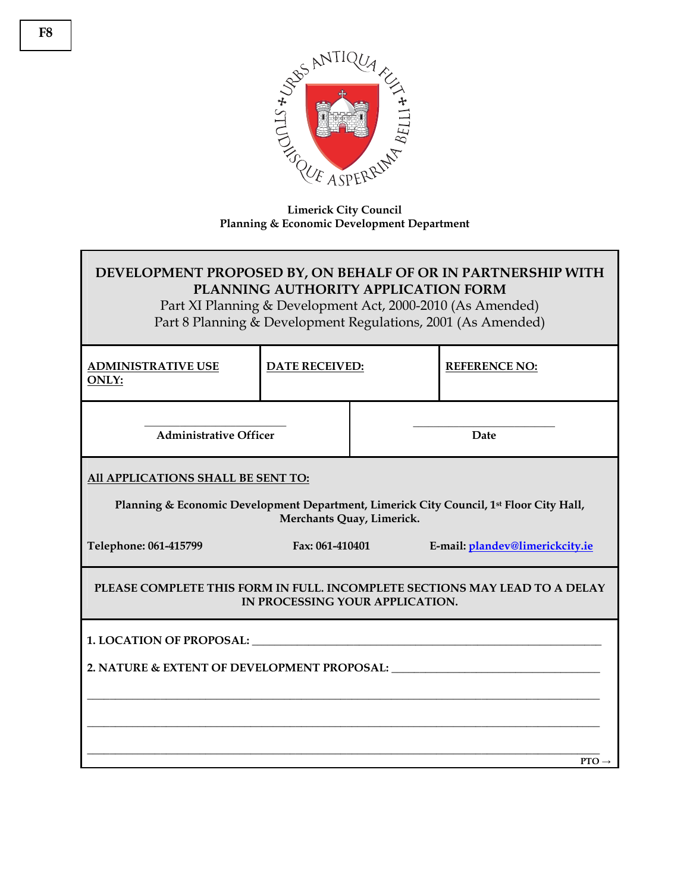F8

URBS ANTIQUA FUIT STUDIISQUE ASPERRIMA BELLI

**Limerick City Council**
**Planning & Economic Development Department**

## DEVELOPMENT PROPOSED BY, ON BEHALF OF OR IN PARTNERSHIP WITH PLANNING AUTHORITY APPLICATION FORM

Part XI Planning & Development Act, 2000-2010 (As Amended)
Part 8 Planning & Development Regulations, 2001 (As Amended)

| **ADMINISTRATIVE USE ONLY:** | **DATE RECEIVED:** | **REFERENCE NO:** |
|---|---|---|

| ______________________ **Administrative Officer** | ______________________ **Date** |
|---|---|

**All APPLICATIONS SHALL BE SENT TO:**

**Planning & Economic Development Department, Limerick City Council, 1st Floor City Hall, Merchants Quay, Limerick.**

**Telephone: 061-415799** **Fax: 061-410401** **E-mail: plandev@limerickcity.ie**

**PLEASE COMPLETE THIS FORM IN FULL. INCOMPLETE SECTIONS MAY LEAD TO A DELAY IN PROCESSING YOUR APPLICATION.**

**1. LOCATION OF PROPOSAL:** ____________________________________________

**2. NATURE & EXTENT OF DEVELOPMENT PROPOSAL:** ____________________________

______________________________________________________________________

______________________________________________________________________

______________________________________________________________________

**PTO →**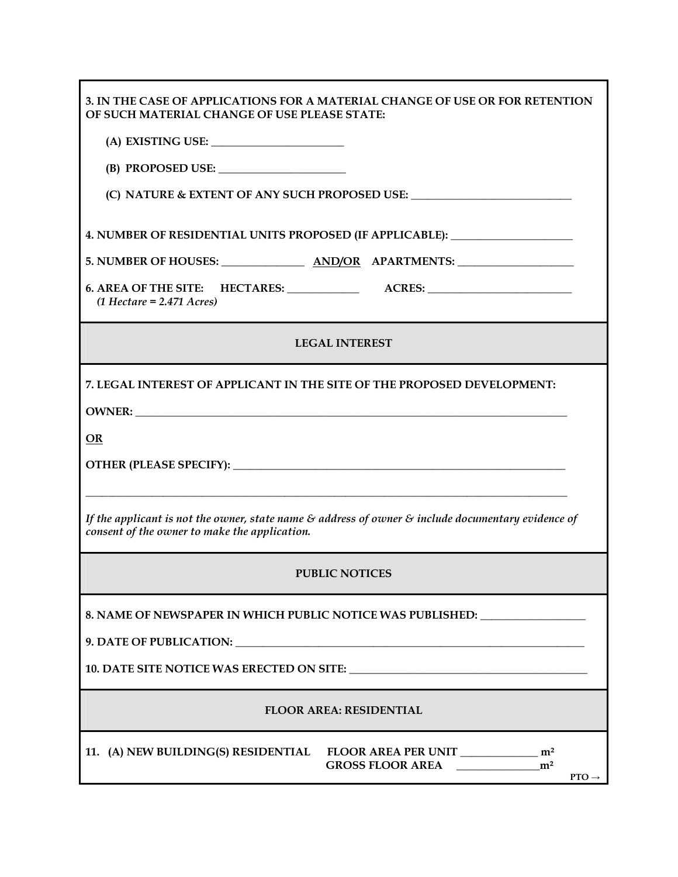**3. IN THE CASE OF APPLICATIONS FOR A MATERIAL CHANGE OF USE OR FOR RETENTION OF SUCH MATERIAL CHANGE OF USE PLEASE STATE:**

**(A) EXISTING USE: ________________________**

**(B) PROPOSED USE: _______________________**

**(C) NATURE & EXTENT OF ANY SUCH PROPOSED USE: _____________________________**

**4. NUMBER OF RESIDENTIAL UNITS PROPOSED (IF APPLICABLE): ______________________**

**5. NUMBER OF HOUSES: _______________ AND/OR APARTMENTS: _____________________**

**6. AREA OF THE SITE: HECTARES: _____________ ACRES: __________________________**
*(1 Hectare = 2.471 Acres)*

## LEGAL INTEREST

**7. LEGAL INTEREST OF APPLICANT IN THE SITE OF THE PROPOSED DEVELOPMENT:**

**OWNER: ________________________________________________________________________________**

**OR**

**OTHER (PLEASE SPECIFY): ______________________________________________________________**

________________________________________________________________________________________

*If the applicant is not the owner, state name & address of owner & include documentary evidence of consent of the owner to make the application.*

## PUBLIC NOTICES

**8. NAME OF NEWSPAPER IN WHICH PUBLIC NOTICE WAS PUBLISHED: ___________________**

**9. DATE OF PUBLICATION: _________________________________________________________________**

**10. DATE SITE NOTICE WAS ERECTED ON SITE: ____________________________________________**

## FLOOR AREA: RESIDENTIAL

**11. (A) NEW BUILDING(S) RESIDENTIAL FLOOR AREA PER UNIT ______________ m²**
**GROSS FLOOR AREA _______________m²**

**PTO →**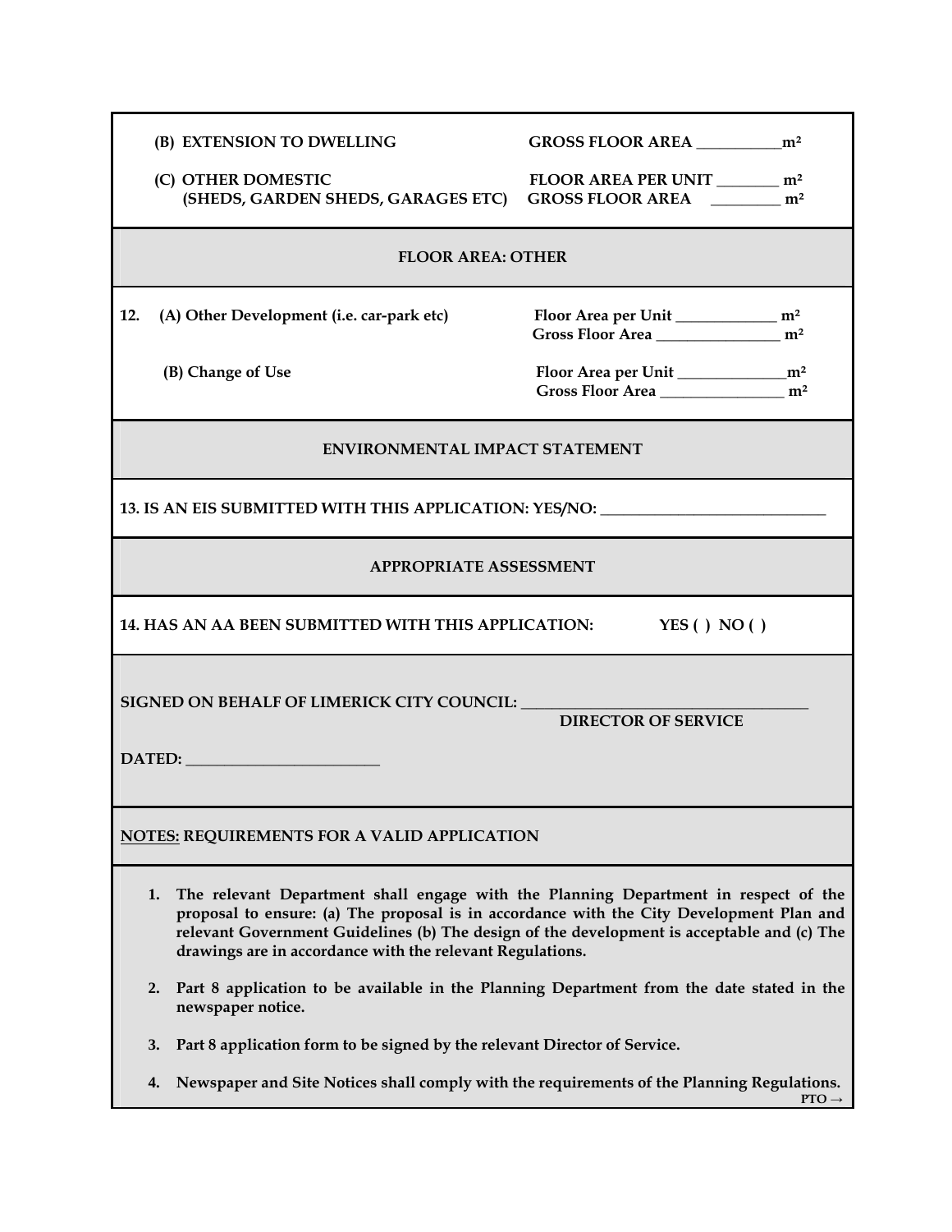**(B) EXTENSION TO DWELLING** **GROSS FLOOR AREA ___________m²**

**(C) OTHER DOMESTIC** **FLOOR AREA PER UNIT ________ m²**
**(SHEDS, GARDEN SHEDS, GARAGES ETC)** **GROSS FLOOR AREA _________ m²**

**FLOOR AREA: OTHER**

**12. (A) Other Development (i.e. car-park etc)** **Floor Area per Unit _____________ m²**
**Gross Floor Area ________________ m²**

**(B) Change of Use** **Floor Area per Unit ______________m²**
**Gross Floor Area ________________ m²**

**ENVIRONMENTAL IMPACT STATEMENT**

**13. IS AN EIS SUBMITTED WITH THIS APPLICATION: YES/NO: _____________________________**

**APPROPRIATE ASSESSMENT**

**14. HAS AN AA BEEN SUBMITTED WITH THIS APPLICATION:** **YES ( ) NO ( )**

**SIGNED ON BEHALF OF LIMERICK CITY COUNCIL: _____________________________________**
**DIRECTOR OF SERVICE**

**DATED: _________________________**

**<u>NOTES:</u> REQUIREMENTS FOR A VALID APPLICATION**

1. **The relevant Department shall engage with the Planning Department in respect of the proposal to ensure: (a) The proposal is in accordance with the City Development Plan and relevant Government Guidelines (b) The design of the development is acceptable and (c) The drawings are in accordance with the relevant Regulations.**
2. **Part 8 application to be available in the Planning Department from the date stated in the newspaper notice.**
3. **Part 8 application form to be signed by the relevant Director of Service.**
4. **Newspaper and Site Notices shall comply with the requirements of the Planning Regulations.**

**PTO →**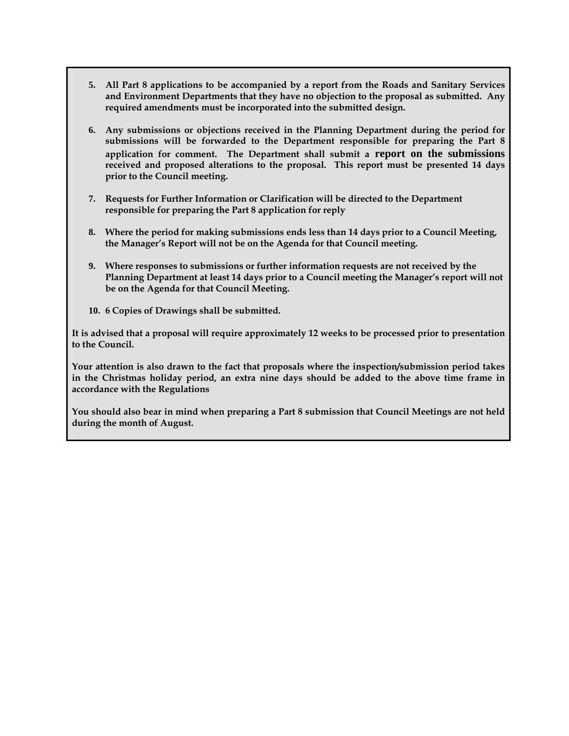5. **All Part 8 applications to be accompanied by a report from the Roads and Sanitary Services and Environment Departments that they have no objection to the proposal as submitted. Any required amendments must be incorporated into the submitted design.**

6. **Any submissions or objections received in the Planning Department during the period for submissions will be forwarded to the Department responsible for preparing the Part 8 application for comment. The Department shall submit a report on the submissions received and proposed alterations to the proposal. This report must be presented 14 days prior to the Council meeting.**

7. **Requests for Further Information or Clarification will be directed to the Department responsible for preparing the Part 8 application for reply**

8. **Where the period for making submissions ends less than 14 days prior to a Council Meeting, the Manager's Report will not be on the Agenda for that Council meeting.**

9. **Where responses to submissions or further information requests are not received by the Planning Department at least 14 days prior to a Council meeting the Manager's report will not be on the Agenda for that Council Meeting.**

10. **6 Copies of Drawings shall be submitted.**

**It is advised that a proposal will require approximately 12 weeks to be processed prior to presentation to the Council.**

**Your attention is also drawn to the fact that proposals where the inspection/submission period takes in the Christmas holiday period, an extra nine days should be added to the above time frame in accordance with the Regulations**

**You should also bear in mind when preparing a Part 8 submission that Council Meetings are not held during the month of August.**